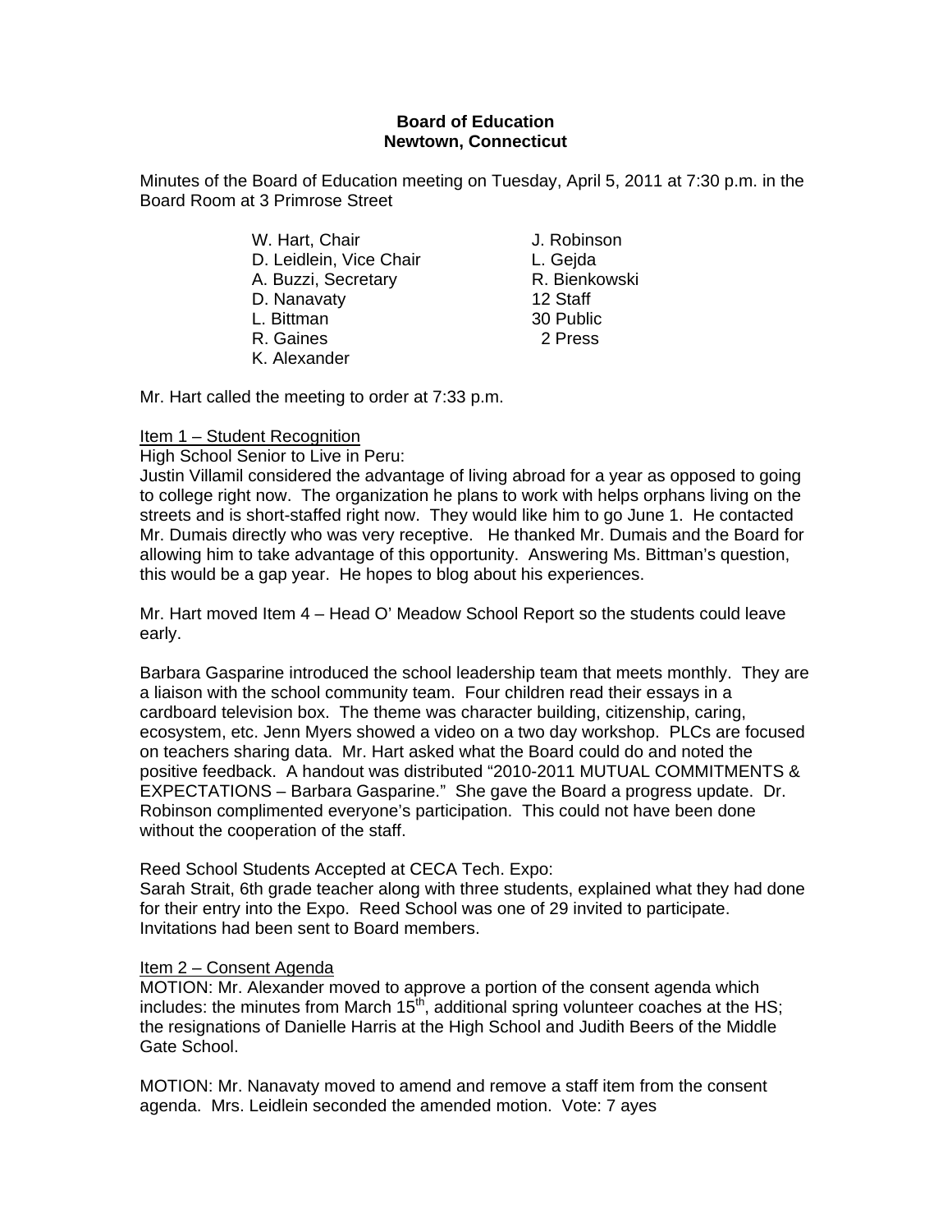**Board of Education**
**Newtown, Connecticut**

Minutes of the Board of Education meeting on Tuesday, April 5, 2011 at 7:30 p.m. in the Board Room at 3 Primrose Street

| | |
|---|---|
| W. Hart, Chair | J. Robinson |
| D. Leidlein, Vice Chair | L. Gejda |
| A. Buzzi, Secretary | R. Bienkowski |
| D. Nanavaty | 12 Staff |
| L. Bittman | 30 Public |
| R. Gaines | 2 Press |
| K. Alexander | |

Mr. Hart called the meeting to order at 7:33 p.m.

Item 1 – Student Recognition

High School Senior to Live in Peru:

Justin Villamil considered the advantage of living abroad for a year as opposed to going to college right now. The organization he plans to work with helps orphans living on the streets and is short-staffed right now. They would like him to go June 1. He contacted Mr. Dumais directly who was very receptive. He thanked Mr. Dumais and the Board for allowing him to take advantage of this opportunity. Answering Ms. Bittman's question, this would be a gap year. He hopes to blog about his experiences.

Mr. Hart moved Item 4 – Head O' Meadow School Report so the students could leave early.

Barbara Gasparine introduced the school leadership team that meets monthly. They are a liaison with the school community team. Four children read their essays in a cardboard television box. The theme was character building, citizenship, caring, ecosystem, etc. Jenn Myers showed a video on a two day workshop. PLCs are focused on teachers sharing data. Mr. Hart asked what the Board could do and noted the positive feedback. A handout was distributed "2010-2011 MUTUAL COMMITMENTS & EXPECTATIONS – Barbara Gasparine." She gave the Board a progress update. Dr. Robinson complimented everyone's participation. This could not have been done without the cooperation of the staff.

Reed School Students Accepted at CECA Tech. Expo:

Sarah Strait, 6th grade teacher along with three students, explained what they had done for their entry into the Expo. Reed School was one of 29 invited to participate. Invitations had been sent to Board members.

Item 2 – Consent Agenda

MOTION: Mr. Alexander moved to approve a portion of the consent agenda which includes: the minutes from March 15th, additional spring volunteer coaches at the HS; the resignations of Danielle Harris at the High School and Judith Beers of the Middle Gate School.

MOTION: Mr. Nanavaty moved to amend and remove a staff item from the consent agenda. Mrs. Leidlein seconded the amended motion. Vote: 7 ayes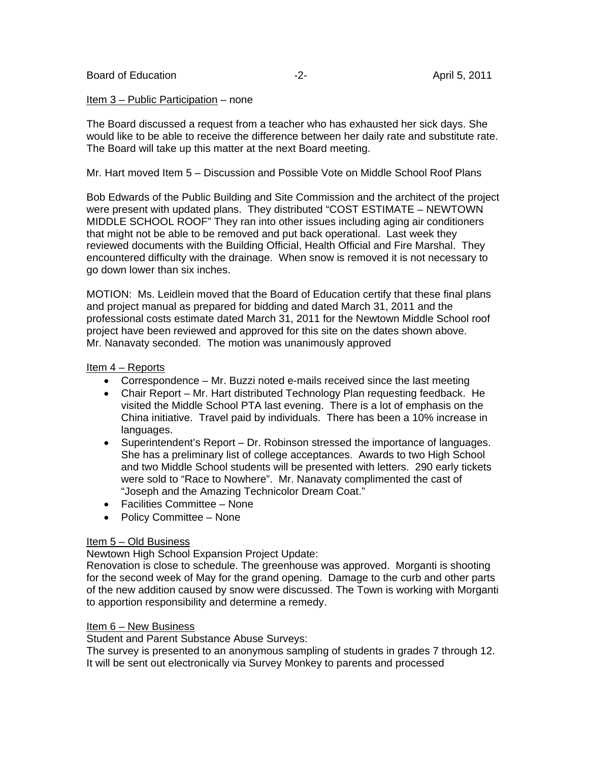Item 3 – Public Participation – none

The Board discussed a request from a teacher who has exhausted her sick days. She would like to be able to receive the difference between her daily rate and substitute rate. The Board will take up this matter at the next Board meeting.

Mr. Hart moved Item 5 – Discussion and Possible Vote on Middle School Roof Plans

Bob Edwards of the Public Building and Site Commission and the architect of the project were present with updated plans. They distributed "COST ESTIMATE – NEWTOWN MIDDLE SCHOOL ROOF" They ran into other issues including aging air conditioners that might not be able to be removed and put back operational. Last week they reviewed documents with the Building Official, Health Official and Fire Marshal. They encountered difficulty with the drainage. When snow is removed it is not necessary to go down lower than six inches.

MOTION: Ms. Leidlein moved that the Board of Education certify that these final plans and project manual as prepared for bidding and dated March 31, 2011 and the professional costs estimate dated March 31, 2011 for the Newtown Middle School roof project have been reviewed and approved for this site on the dates shown above. Mr. Nanavaty seconded. The motion was unanimously approved

Item 4 – Reports

- Correspondence – Mr. Buzzi noted e-mails received since the last meeting
- Chair Report – Mr. Hart distributed Technology Plan requesting feedback. He visited the Middle School PTA last evening. There is a lot of emphasis on the China initiative. Travel paid by individuals. There has been a 10% increase in languages.
- Superintendent's Report – Dr. Robinson stressed the importance of languages. She has a preliminary list of college acceptances. Awards to two High School and two Middle School students will be presented with letters. 290 early tickets were sold to "Race to Nowhere". Mr. Nanavaty complimented the cast of "Joseph and the Amazing Technicolor Dream Coat."
- Facilities Committee – None
- Policy Committee – None

Item 5 – Old Business

Newtown High School Expansion Project Update:
Renovation is close to schedule. The greenhouse was approved. Morganti is shooting for the second week of May for the grand opening. Damage to the curb and other parts of the new addition caused by snow were discussed. The Town is working with Morganti to apportion responsibility and determine a remedy.

Item 6 – New Business

Student and Parent Substance Abuse Surveys:
The survey is presented to an anonymous sampling of students in grades 7 through 12. It will be sent out electronically via Survey Monkey to parents and processed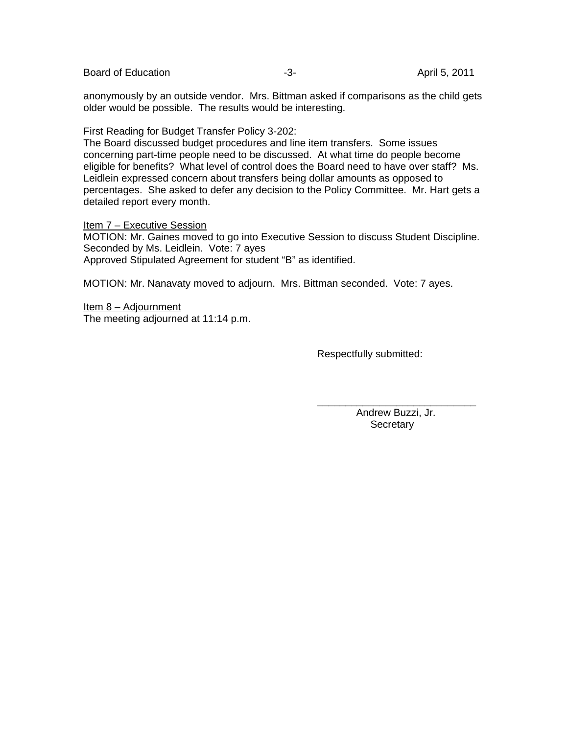anonymously by an outside vendor. Mrs. Bittman asked if comparisons as the child gets older would be possible. The results would be interesting.

First Reading for Budget Transfer Policy 3-202:
The Board discussed budget procedures and line item transfers. Some issues concerning part-time people need to be discussed. At what time do people become eligible for benefits? What level of control does the Board need to have over staff? Ms. Leidlein expressed concern about transfers being dollar amounts as opposed to percentages. She asked to defer any decision to the Policy Committee. Mr. Hart gets a detailed report every month.

<u>Item 7 – Executive Session</u>
MOTION: Mr. Gaines moved to go into Executive Session to discuss Student Discipline. Seconded by Ms. Leidlein. Vote: 7 ayes
Approved Stipulated Agreement for student "B" as identified.

MOTION: Mr. Nanavaty moved to adjourn. Mrs. Bittman seconded. Vote: 7 ayes.

<u>Item 8 – Adjournment</u>
The meeting adjourned at 11:14 p.m.

Respectfully submitted:

\_\_\_\_\_\_\_\_\_\_\_\_\_\_\_\_\_\_\_\_\_\_\_\_\_\_\_\_
Andrew Buzzi, Jr.
Secretary